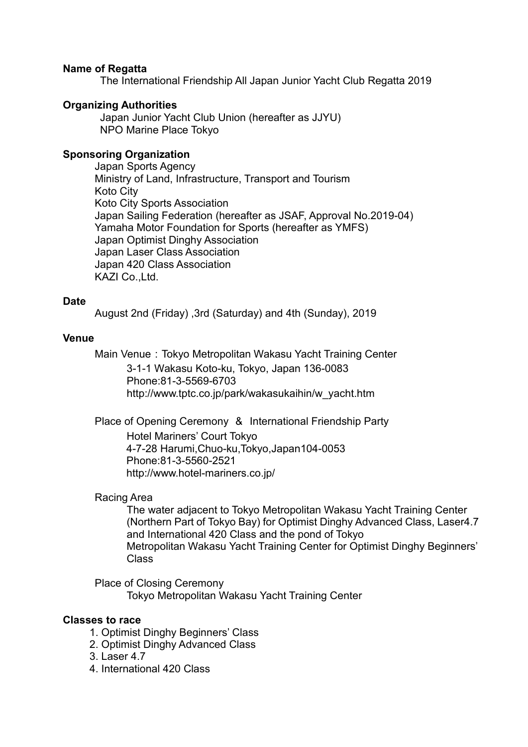**Name of Regatta**

The International Friendship All Japan Junior Yacht Club Regatta 2019

**Organizing Authorities**

Japan Junior Yacht Club Union (hereafter as JJYU)
NPO Marine Place Tokyo

**Sponsoring Organization**

Japan Sports Agency
Ministry of Land, Infrastructure, Transport and Tourism
Koto City
Koto City Sports Association
Japan Sailing Federation (hereafter as JSAF, Approval No.2019-04)
Yamaha Motor Foundation for Sports (hereafter as YMFS)
Japan Optimist Dinghy Association
Japan Laser Class Association
Japan 420 Class Association
KAZI Co.,Ltd.

**Date**

August 2nd (Friday) ,3rd (Saturday) and 4th (Sunday), 2019

**Venue**

Main Venue：Tokyo Metropolitan Wakasu Yacht Training Center
3-1-1 Wakasu Koto-ku, Tokyo, Japan 136-0083
Phone:81-3-5569-6703
http://www.tptc.co.jp/park/wakasukaihin/w_yacht.htm

Place of Opening Ceremony ＆ International Friendship Party
Hotel Mariners' Court Tokyo
4-7-28 Harumi,Chuo-ku,Tokyo,Japan104-0053
Phone:81-3-5560-2521
http://www.hotel-mariners.co.jp/

Racing Area
The water adjacent to Tokyo Metropolitan Wakasu Yacht Training Center (Northern Part of Tokyo Bay) for Optimist Dinghy Advanced Class, Laser4.7 and International 420 Class and the pond of Tokyo Metropolitan Wakasu Yacht Training Center for Optimist Dinghy Beginners' Class

Place of Closing Ceremony
Tokyo Metropolitan Wakasu Yacht Training Center

**Classes to race**

1. Optimist Dinghy Beginners' Class
2. Optimist Dinghy Advanced Class
3. Laser 4.7
4. International 420 Class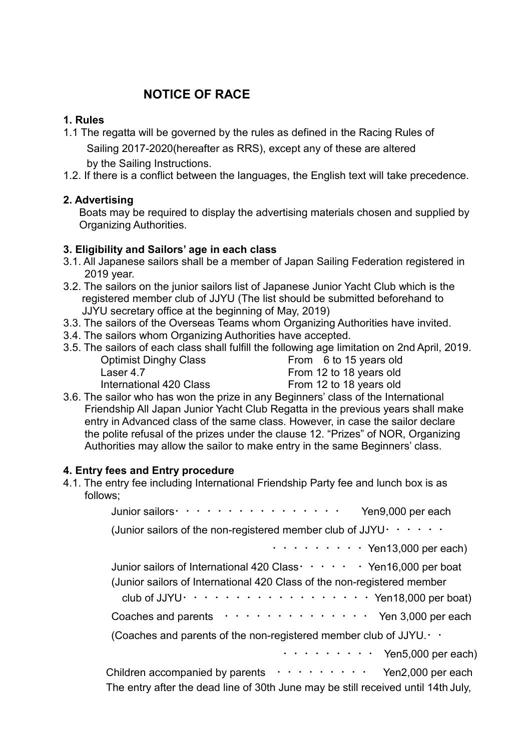# NOTICE OF RACE

### 1. Rules

1.1 The regatta will be governed by the rules as defined in the Racing Rules of Sailing 2017-2020(hereafter as RRS), except any of these are altered by the Sailing Instructions.

1.2. If there is a conflict between the languages, the English text will take precedence.

### 2. Advertising

Boats may be required to display the advertising materials chosen and supplied by Organizing Authorities.

### 3. Eligibility and Sailors' age in each class

3.1. All Japanese sailors shall be a member of Japan Sailing Federation registered in 2019 year.

3.2. The sailors on the junior sailors list of Japanese Junior Yacht Club which is the registered member club of JJYU (The list should be submitted beforehand to JJYU secretary office at the beginning of May, 2019)

3.3. The sailors of the Overseas Teams whom Organizing Authorities have invited.

3.4. The sailors whom Organizing Authorities have accepted.

3.5. The sailors of each class shall fulfill the following age limitation on 2nd April, 2019.

| | |
|---|---|
| Optimist Dinghy Class | From 6 to 15 years old |
| Laser 4.7 | From 12 to 18 years old |
| International 420 Class | From 12 to 18 years old |

3.6. The sailor who has won the prize in any Beginners' class of the International Friendship All Japan Junior Yacht Club Regatta in the previous years shall make entry in Advanced class of the same class. However, in case the sailor declare the polite refusal of the prizes under the clause 12. "Prizes" of NOR, Organizing Authorities may allow the sailor to make entry in the same Beginners' class.

### 4. Entry fees and Entry procedure

4.1. The entry fee including International Friendship Party fee and lunch box is as follows;

Junior sailors・・・・・・・・・・・・・・・・ Yen9,000 per each

(Junior sailors of the non-registered member club of JJYU・・・・・・・・・・・・・・・ Yen13,000 per each)

Junior sailors of International 420 Class・・・・・ ・Yen16,000 per boat

(Junior sailors of International 420 Class of the non-registered member club of JJYU・・・・・・・・・・・・・・・・・・ Yen18,000 per boat)

Coaches and parents ・・・・・・・・・・・・・・ Yen 3,000 per each

(Coaches and parents of the non-registered member club of JJYU.・・・・・・・・・・・・ Yen5,000 per each)

Children accompanied by parents ・・・・・・・・・ Yen2,000 per each

The entry after the dead line of 30th June may be still received until 14th July,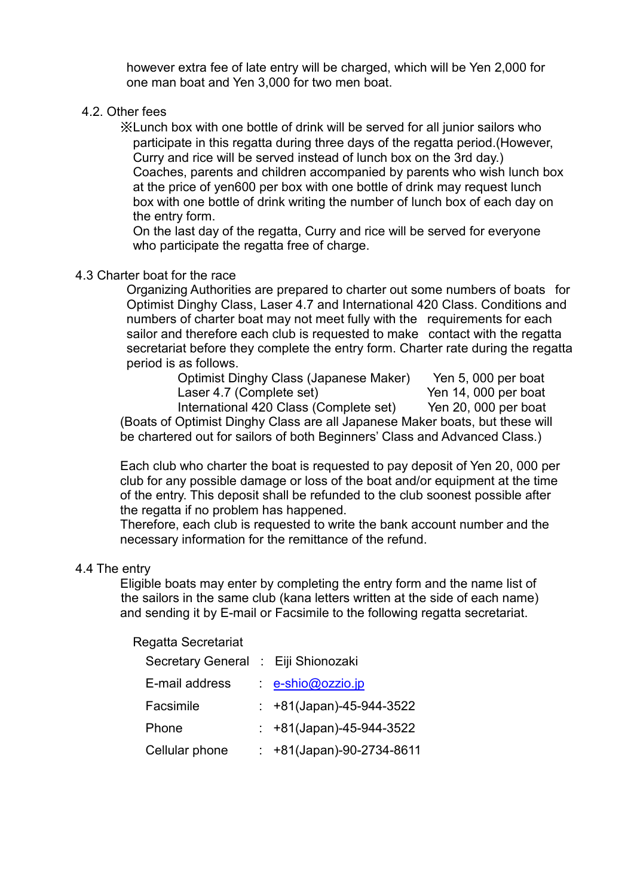however extra fee of late entry will be charged, which will be Yen 2,000 for one man boat and Yen 3,000 for two men boat.

### 4.2. Other fees

※Lunch box with one bottle of drink will be served for all junior sailors who participate in this regatta during three days of the regatta period.(However, Curry and rice will be served instead of lunch box on the 3rd day.)
Coaches, parents and children accompanied by parents who wish lunch box at the price of yen600 per box with one bottle of drink may request lunch box with one bottle of drink writing the number of lunch box of each day on the entry form.
On the last day of the regatta, Curry and rice will be served for everyone who participate the regatta free of charge.

### 4.3 Charter boat for the race

Organizing Authorities are prepared to charter out some numbers of boats for Optimist Dinghy Class, Laser 4.7 and International 420 Class. Conditions and numbers of charter boat may not meet fully with the requirements for each sailor and therefore each club is requested to make contact with the regatta secretariat before they complete the entry form. Charter rate during the regatta period is as follows.

| | |
|---|---|
| Optimist Dinghy Class (Japanese Maker) | Yen 5, 000 per boat |
| Laser 4.7 (Complete set) | Yen 14, 000 per boat |
| International 420 Class (Complete set) | Yen 20, 000 per boat |

(Boats of Optimist Dinghy Class are all Japanese Maker boats, but these will be chartered out for sailors of both Beginners' Class and Advanced Class.)

Each club who charter the boat is requested to pay deposit of Yen 20, 000 per club for any possible damage or loss of the boat and/or equipment at the time of the entry. This deposit shall be refunded to the club soonest possible after the regatta if no problem has happened.
Therefore, each club is requested to write the bank account number and the necessary information for the remittance of the refund.

### 4.4 The entry

Eligible boats may enter by completing the entry form and the name list of the sailors in the same club (kana letters written at the side of each name) and sending it by E-mail or Facsimile to the following regatta secretariat.

Regatta Secretariat

| | |
|---|---|
| Secretary General | : Eiji Shionozaki |
| E-mail address | : e-shio@ozzio.jp |
| Facsimile | : +81(Japan)-45-944-3522 |
| Phone | : +81(Japan)-45-944-3522 |
| Cellular phone | : +81(Japan)-90-2734-8611 |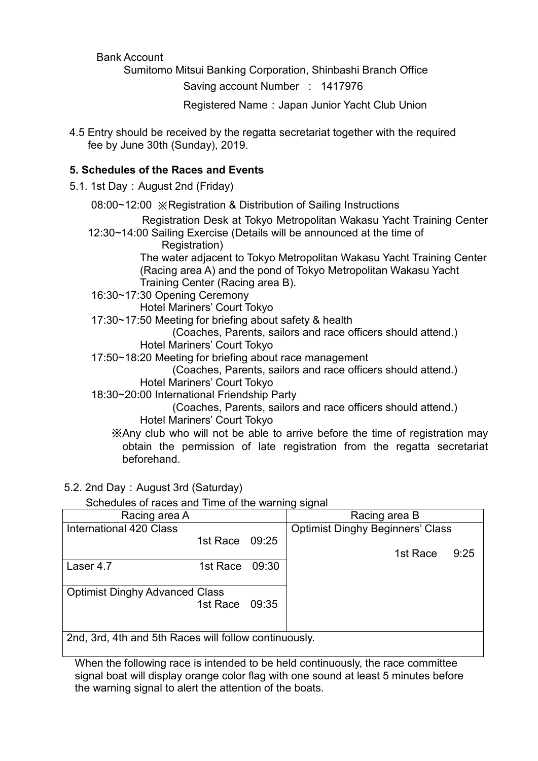Bank Account

Sumitomo Mitsui Banking Corporation, Shinbashi Branch Office

Saving account Number ： 1417976

Registered Name：Japan Junior Yacht Club Union

4.5 Entry should be received by the regatta secretariat together with the required fee by June 30th (Sunday), 2019.

## 5. Schedules of the Races and Events

5.1. 1st Day：August 2nd (Friday)

08:00~12:00 ※Registration & Distribution of Sailing Instructions
Registration Desk at Tokyo Metropolitan Wakasu Yacht Training Center

12:30~14:00 Sailing Exercise (Details will be announced at the time of Registration)
The water adjacent to Tokyo Metropolitan Wakasu Yacht Training Center (Racing area A) and the pond of Tokyo Metropolitan Wakasu Yacht Training Center (Racing area B).

16:30~17:30 Opening Ceremony
Hotel Mariners' Court Tokyo

17:30~17:50 Meeting for briefing about safety & health
(Coaches, Parents, sailors and race officers should attend.)
Hotel Mariners' Court Tokyo

17:50~18:20 Meeting for briefing about race management
(Coaches, Parents, sailors and race officers should attend.)
Hotel Mariners' Court Tokyo

18:30~20:00 International Friendship Party
(Coaches, Parents, sailors and race officers should attend.)
Hotel Mariners' Court Tokyo

※Any club who will not be able to arrive before the time of registration may obtain the permission of late registration from the regatta secretariat beforehand.

5.2. 2nd Day：August 3rd (Saturday)

Schedules of races and Time of the warning signal

| Racing area A | Racing area B |
|---|---|
| International 420 Class 1st Race 09:25 | Optimist Dinghy Beginners' Class 1st Race 9:25 |
| Laser 4.7 1st Race 09:30 | |
| Optimist Dinghy Advanced Class 1st Race 09:35 | |
| 2nd, 3rd, 4th and 5th Races will follow continuously. | |

When the following race is intended to be held continuously, the race committee signal boat will display orange color flag with one sound at least 5 minutes before the warning signal to alert the attention of the boats.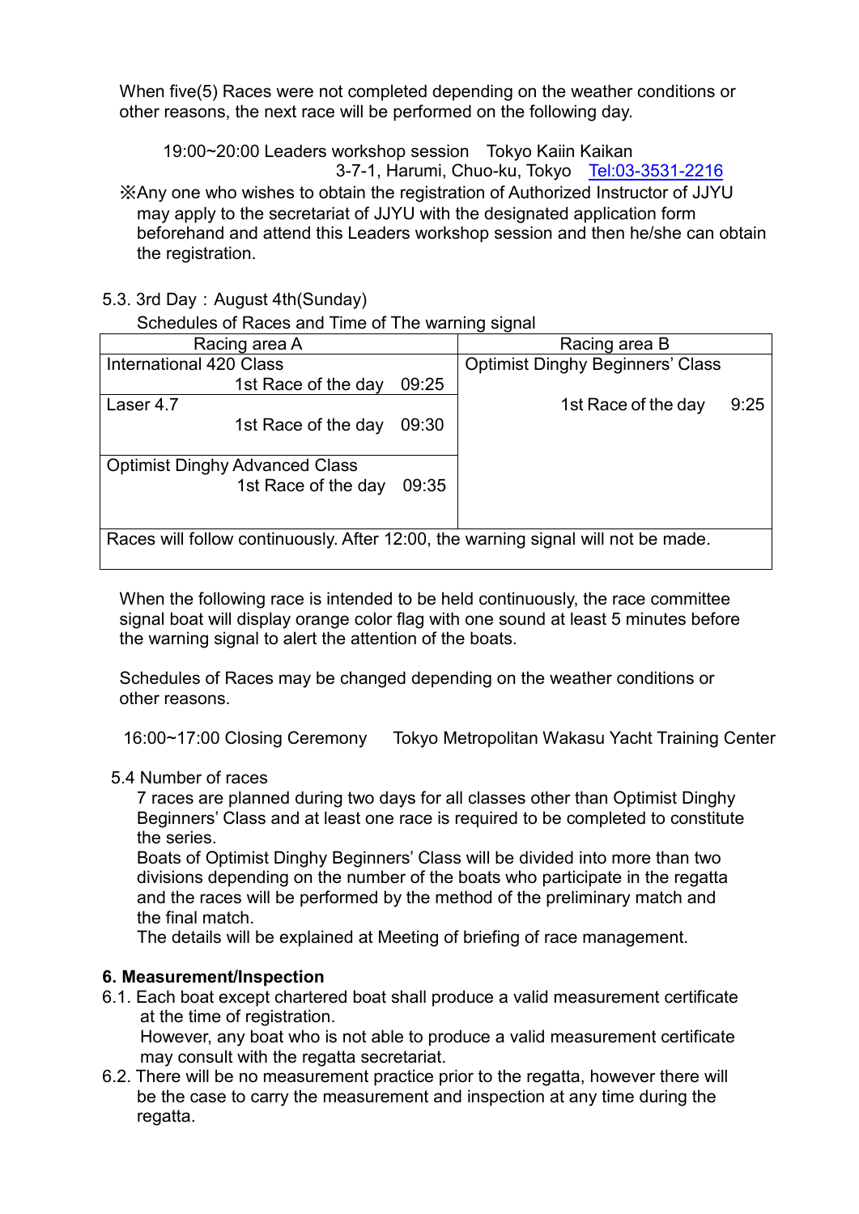When five(5) Races were not completed depending on the weather conditions or other reasons, the next race will be performed on the following day.

19:00~20:00 Leaders workshop session　Tokyo Kaiin Kaikan
3-7-1, Harumi, Chuo-ku, Tokyo　Tel:03-3531-2216

※Any one who wishes to obtain the registration of Authorized Instructor of JJYU may apply to the secretariat of JJYU with the designated application form beforehand and attend this Leaders workshop session and then he/she can obtain the registration.

5.3. 3rd Day：August 4th(Sunday)

Schedules of Races and Time of The warning signal

| Racing area A | Racing area B |
|---|---|
| International 420 Class<br>1st Race of the day　09:25<br>Laser 4.7<br>1st Race of the day　09:30<br>Optimist Dinghy Advanced Class<br>1st Race of the day　09:35 | Optimist Dinghy Beginners' Class<br>1st Race of the day　9:25 |
| Races will follow continuously. After 12:00, the warning signal will not be made. | |

When the following race is intended to be held continuously, the race committee signal boat will display orange color flag with one sound at least 5 minutes before the warning signal to alert the attention of the boats.

Schedules of Races may be changed depending on the weather conditions or other reasons.

16:00~17:00 Closing Ceremony　Tokyo Metropolitan Wakasu Yacht Training Center

5.4 Number of races

7 races are planned during two days for all classes other than Optimist Dinghy Beginners' Class and at least one race is required to be completed to constitute the series.

Boats of Optimist Dinghy Beginners' Class will be divided into more than two divisions depending on the number of the boats who participate in the regatta and the races will be performed by the method of the preliminary match and the final match.

The details will be explained at Meeting of briefing of race management.

**6. Measurement/Inspection**

6.1. Each boat except chartered boat shall produce a valid measurement certificate at the time of registration.
However, any boat who is not able to produce a valid measurement certificate may consult with the regatta secretariat.

6.2. There will be no measurement practice prior to the regatta, however there will be the case to carry the measurement and inspection at any time during the regatta.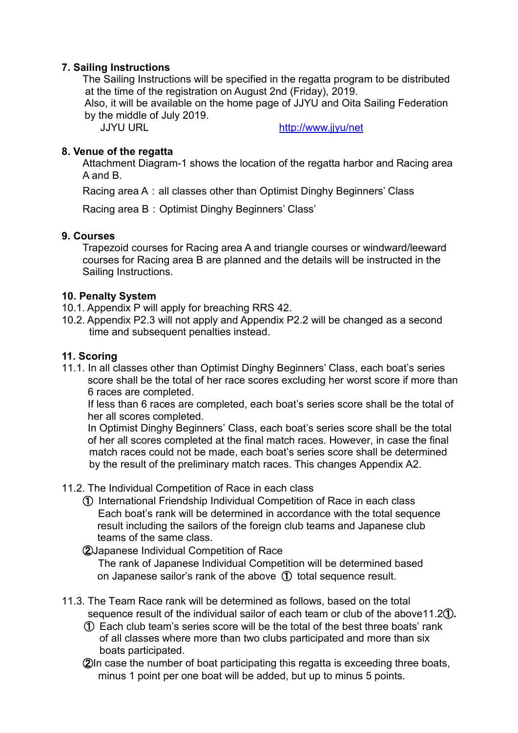## 7. Sailing Instructions

The Sailing Instructions will be specified in the regatta program to be distributed at the time of the registration on August 2nd (Friday), 2019.
Also, it will be available on the home page of JJYU and Oita Sailing Federation by the middle of July 2019.

JJYU URL http://www.jjyu/net

## 8. Venue of the regatta

Attachment Diagram-1 shows the location of the regatta harbor and Racing area A and B.

Racing area A：all classes other than Optimist Dinghy Beginners' Class

Racing area B：Optimist Dinghy Beginners' Class'

## 9. Courses

Trapezoid courses for Racing area A and triangle courses or windward/leeward courses for Racing area B are planned and the details will be instructed in the Sailing Instructions.

## 10. Penalty System

10.1. Appendix P will apply for breaching RRS 42.

10.2. Appendix P2.3 will not apply and Appendix P2.2 will be changed as a second time and subsequent penalties instead.

## 11. Scoring

11.1. In all classes other than Optimist Dinghy Beginners' Class, each boat's series score shall be the total of her race scores excluding her worst score if more than 6 races are completed.
If less than 6 races are completed, each boat's series score shall be the total of her all scores completed.
In Optimist Dinghy Beginners' Class, each boat's series score shall be the total of her all scores completed at the final match races. However, in case the final match races could not be made, each boat's series score shall be determined by the result of the preliminary match races. This changes Appendix A2.

11.2. The Individual Competition of Race in each class

① International Friendship Individual Competition of Race in each class
Each boat's rank will be determined in accordance with the total sequence result including the sailors of the foreign club teams and Japanese club teams of the same class.

②Japanese Individual Competition of Race
The rank of Japanese Individual Competition will be determined based on Japanese sailor's rank of the above ① total sequence result.

11.3. The Team Race rank will be determined as follows, based on the total sequence result of the individual sailor of each team or club of the above11.2①.

① Each club team's series score will be the total of the best three boats' rank of all classes where more than two clubs participated and more than six boats participated.

②In case the number of boat participating this regatta is exceeding three boats, minus 1 point per one boat will be added, but up to minus 5 points.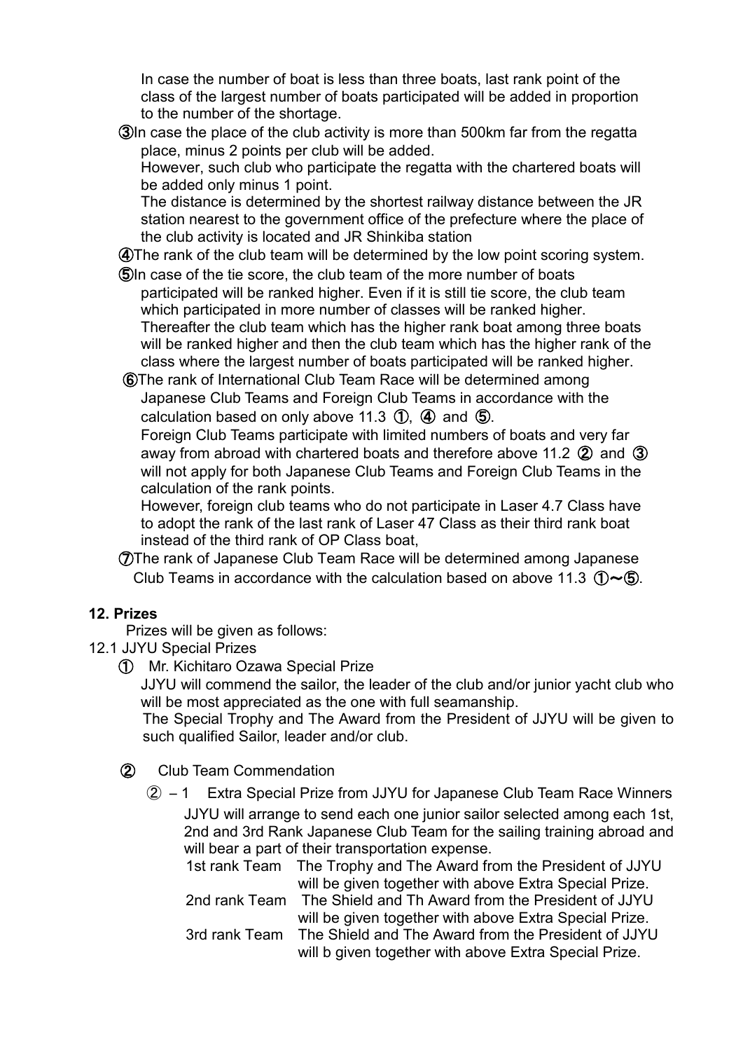In case the number of boat is less than three boats, last rank point of the class of the largest number of boats participated will be added in proportion to the number of the shortage.

③In case the place of the club activity is more than 500km far from the regatta place, minus 2 points per club will be added.
However, such club who participate the regatta with the chartered boats will be added only minus 1 point.
The distance is determined by the shortest railway distance between the JR station nearest to the government office of the prefecture where the place of the club activity is located and JR Shinkiba station

④The rank of the club team will be determined by the low point scoring system.

⑤In case of the tie score, the club team of the more number of boats participated will be ranked higher. Even if it is still tie score, the club team which participated in more number of classes will be ranked higher. Thereafter the club team which has the higher rank boat among three boats will be ranked higher and then the club team which has the higher rank of the class where the largest number of boats participated will be ranked higher.

⑥The rank of International Club Team Race will be determined among Japanese Club Teams and Foreign Club Teams in accordance with the calculation based on only above 11.3 ①, ④ and ⑤.
Foreign Club Teams participate with limited numbers of boats and very far away from abroad with chartered boats and therefore above 11.2 ② and ③ will not apply for both Japanese Club Teams and Foreign Club Teams in the calculation of the rank points.
However, foreign club teams who do not participate in Laser 4.7 Class have to adopt the rank of the last rank of Laser 47 Class as their third rank boat instead of the third rank of OP Class boat,

⑦The rank of Japanese Club Team Race will be determined among Japanese Club Teams in accordance with the calculation based on above 11.3 ①~⑤.

## 12. Prizes

Prizes will be given as follows:

12.1 JJYU Special Prizes

① Mr. Kichitaro Ozawa Special Prize
JJYU will commend the sailor, the leader of the club and/or junior yacht club who will be most appreciated as the one with full seamanship.
The Special Trophy and The Award from the President of JJYU will be given to such qualified Sailor, leader and/or club.

② Club Team Commendation

② – 1 Extra Special Prize from JJYU for Japanese Club Team Race Winners
JJYU will arrange to send each one junior sailor selected among each 1st, 2nd and 3rd Rank Japanese Club Team for the sailing training abroad and will bear a part of their transportation expense.

1st rank Team The Trophy and The Award from the President of JJYU will be given together with above Extra Special Prize.
2nd rank Team The Shield and Th Award from the President of JJYU will be given together with above Extra Special Prize.
3rd rank Team The Shield and The Award from the President of JJYU will b given together with above Extra Special Prize.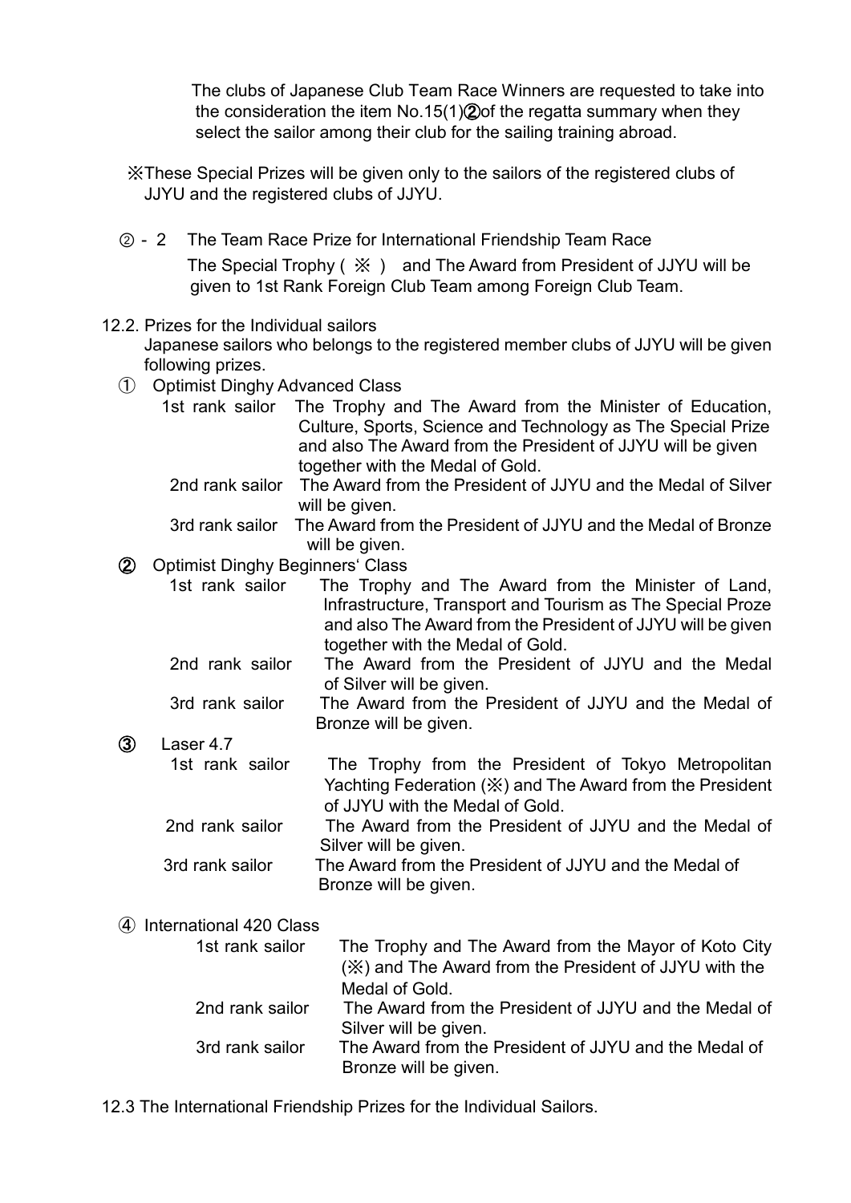The clubs of Japanese Club Team Race Winners are requested to take into the consideration the item No.15(1)②of the regatta summary when they select the sailor among their club for the sailing training abroad.

※These Special Prizes will be given only to the sailors of the registered clubs of JJYU and the registered clubs of JJYU.

② - 2 The Team Race Prize for International Friendship Team Race

The Special Trophy ( ※ ) and The Award from President of JJYU will be given to 1st Rank Foreign Club Team among Foreign Club Team.

12.2. Prizes for the Individual sailors

Japanese sailors who belongs to the registered member clubs of JJYU will be given following prizes.

① Optimist Dinghy Advanced Class

- 1st rank sailor: The Trophy and The Award from the Minister of Education, Culture, Sports, Science and Technology as The Special Prize and also The Award from the President of JJYU will be given together with the Medal of Gold.
- 2nd rank sailor: The Award from the President of JJYU and the Medal of Silver will be given.
- 3rd rank sailor: The Award from the President of JJYU and the Medal of Bronze will be given.

② Optimist Dinghy Beginners' Class

- 1st rank sailor: The Trophy and The Award from the Minister of Land, Infrastructure, Transport and Tourism as The Special Proze and also The Award from the President of JJYU will be given together with the Medal of Gold.
- 2nd rank sailor: The Award from the President of JJYU and the Medal of Silver will be given.
- 3rd rank sailor: The Award from the President of JJYU and the Medal of Bronze will be given.

③ Laser 4.7

- 1st rank sailor: The Trophy from the President of Tokyo Metropolitan Yachting Federation (※) and The Award from the President of JJYU with the Medal of Gold.
- 2nd rank sailor: The Award from the President of JJYU and the Medal of Silver will be given.
- 3rd rank sailor: The Award from the President of JJYU and the Medal of Bronze will be given.

④ International 420 Class

- 1st rank sailor: The Trophy and The Award from the Mayor of Koto City (※) and The Award from the President of JJYU with the Medal of Gold.
- 2nd rank sailor: The Award from the President of JJYU and the Medal of Silver will be given.
- 3rd rank sailor: The Award from the President of JJYU and the Medal of Bronze will be given.

12.3 The International Friendship Prizes for the Individual Sailors.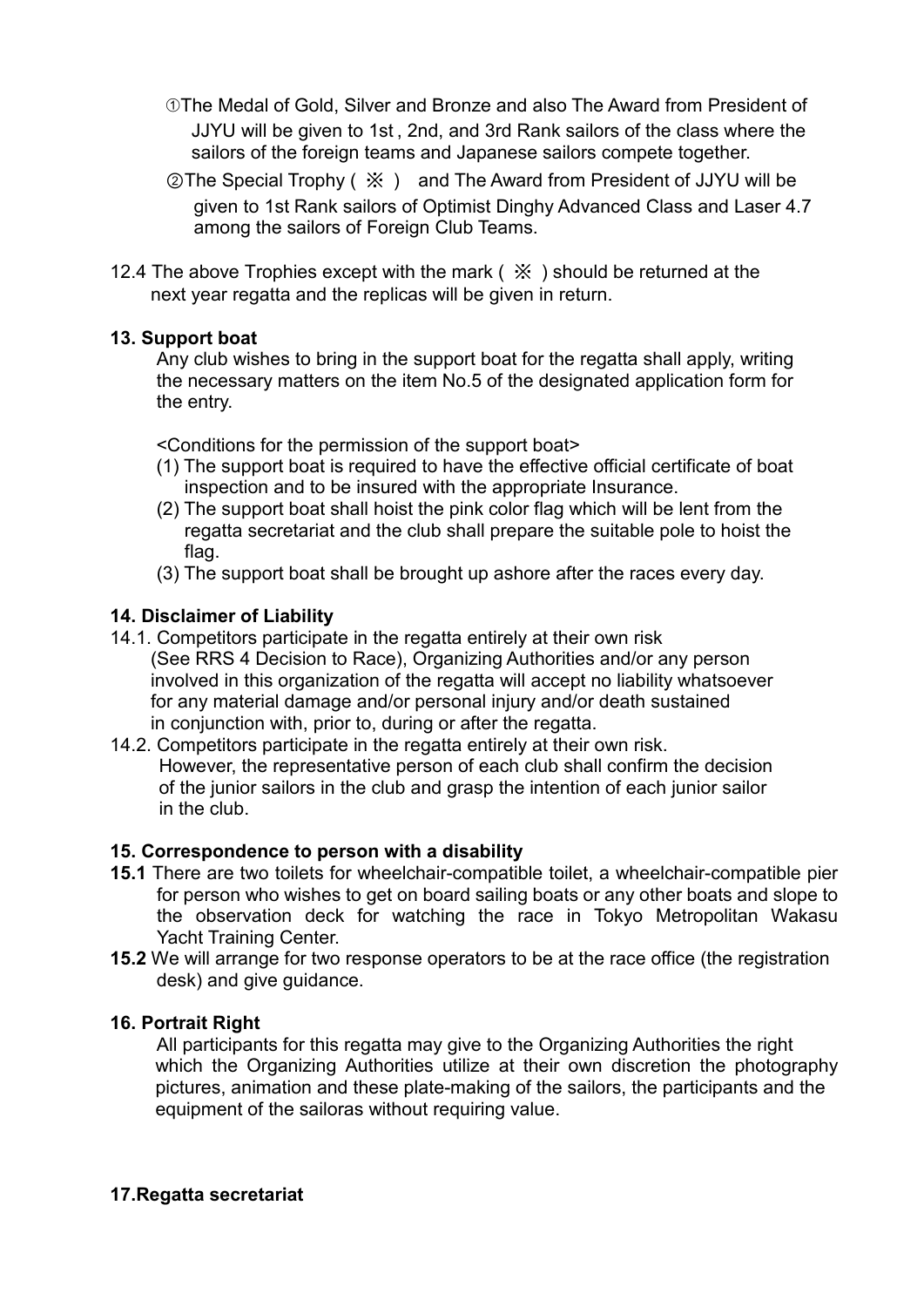①The Medal of Gold, Silver and Bronze and also The Award from President of JJYU will be given to 1st , 2nd, and 3rd Rank sailors of the class where the sailors of the foreign teams and Japanese sailors compete together.

②The Special Trophy ( ※ )　and The Award from President of JJYU will be given to 1st Rank sailors of Optimist Dinghy Advanced Class and Laser 4.7 among the sailors of Foreign Club Teams.

12.4 The above Trophies except with the mark ( ※ ) should be returned at the next year regatta and the replicas will be given in return.

**13. Support boat**

Any club wishes to bring in the support boat for the regatta shall apply, writing the necessary matters on the item No.5 of the designated application form for the entry.

<Conditions for the permission of the support boat>

(1) The support boat is required to have the effective official certificate of boat inspection and to be insured with the appropriate Insurance.
(2) The support boat shall hoist the pink color flag which will be lent from the regatta secretariat and the club shall prepare the suitable pole to hoist the flag.
(3) The support boat shall be brought up ashore after the races every day.

**14. Disclaimer of Liability**

14.1. Competitors participate in the regatta entirely at their own risk (See RRS 4 Decision to Race), Organizing Authorities and/or any person involved in this organization of the regatta will accept no liability whatsoever for any material damage and/or personal injury and/or death sustained in conjunction with, prior to, during or after the regatta.

14.2. Competitors participate in the regatta entirely at their own risk. However, the representative person of each club shall confirm the decision of the junior sailors in the club and grasp the intention of each junior sailor in the club.

**15. Correspondence to person with a disability**

**15.1** There are two toilets for wheelchair-compatible toilet, a wheelchair-compatible pier for person who wishes to get on board sailing boats or any other boats and slope to the observation deck for watching the race in Tokyo Metropolitan Wakasu Yacht Training Center.

**15.2** We will arrange for two response operators to be at the race office (the registration desk) and give guidance.

**16. Portrait Right**

All participants for this regatta may give to the Organizing Authorities the right which the Organizing Authorities utilize at their own discretion the photography pictures, animation and these plate-making of the sailors, the participants and the equipment of the sailoras without requiring value.

**17.Regatta secretariat**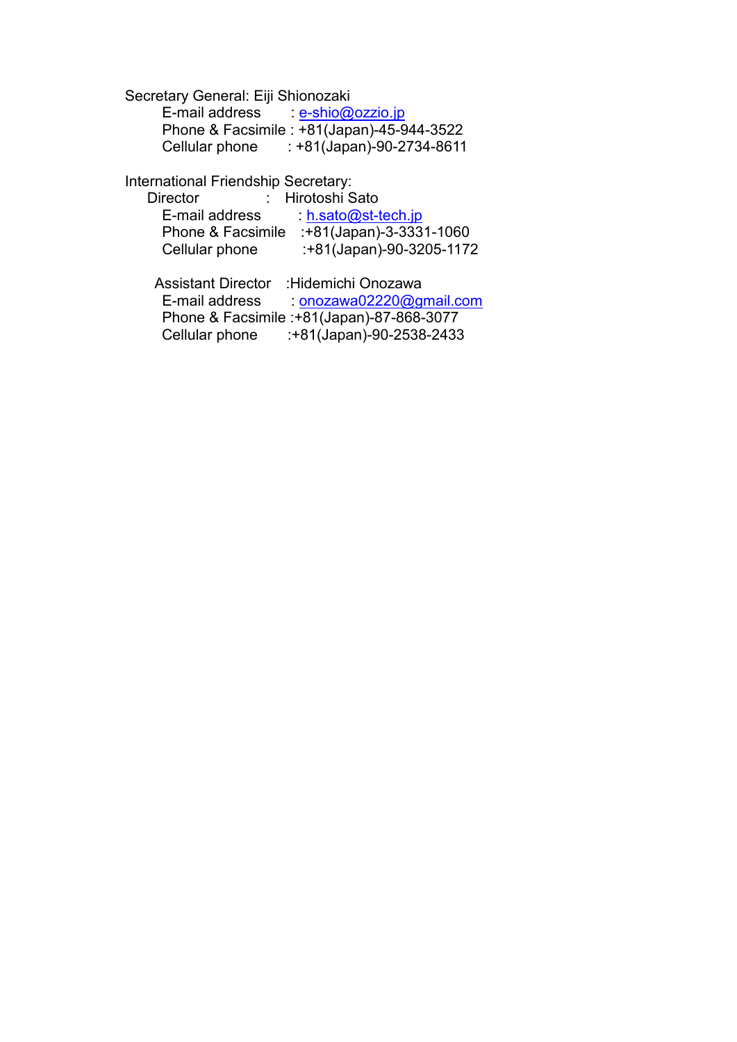Secretary General: Eiji Shionozaki

E-mail address : e-shio@ozzio.jp
Phone & Facsimile : +81(Japan)-45-944-3522
Cellular phone : +81(Japan)-90-2734-8611

International Friendship Secretary:

Director : Hirotoshi Sato

E-mail address : h.sato@st-tech.jp
Phone & Facsimile :+81(Japan)-3-3331-1060
Cellular phone :+81(Japan)-90-3205-1172

Assistant Director :Hidemichi Onozawa

E-mail address : onozawa02220@gmail.com
Phone & Facsimile :+81(Japan)-87-868-3077
Cellular phone :+81(Japan)-90-2538-2433